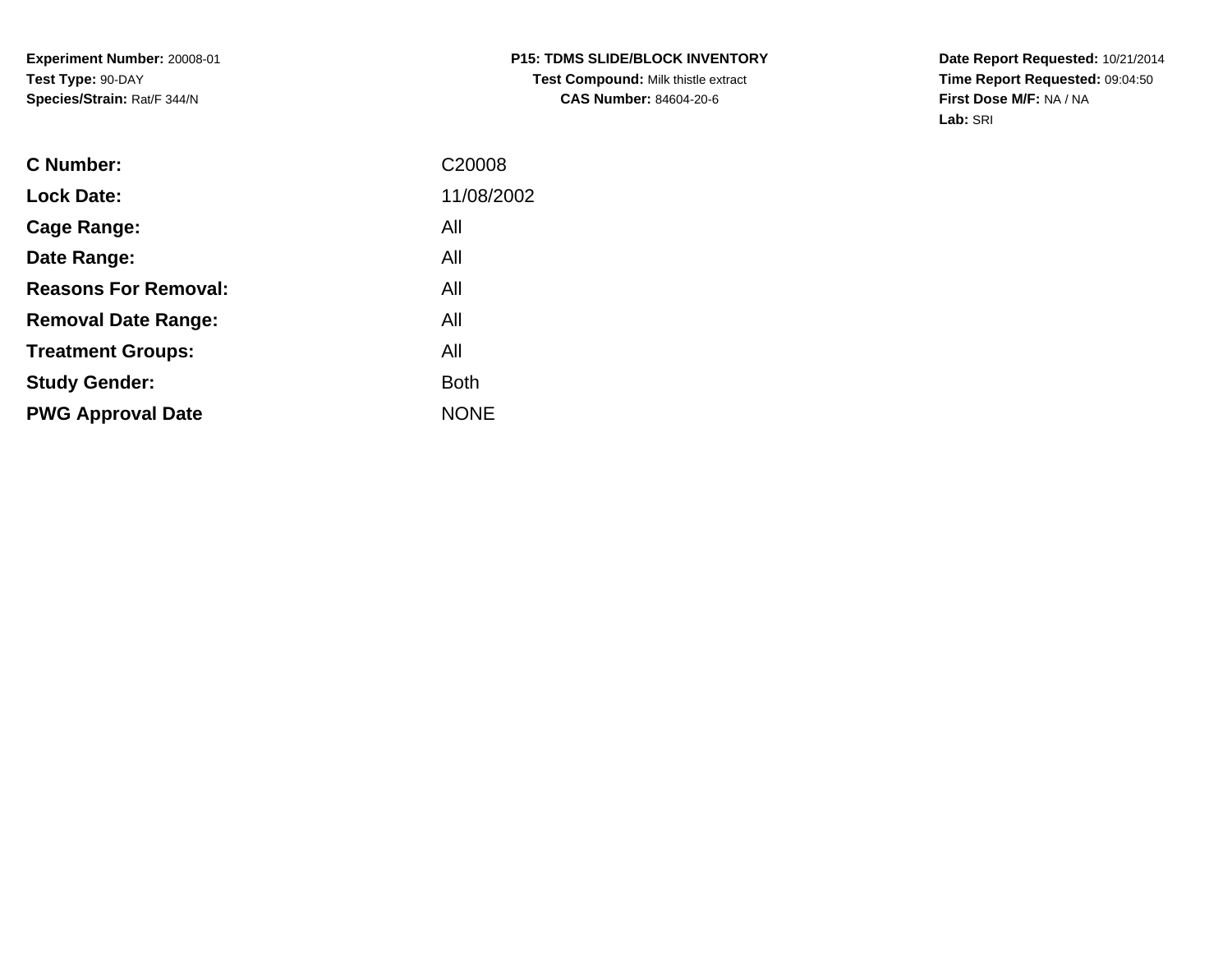**Experiment Number:** 20008-01
**Test Type:** 90-DAY
**Species/Strain:** Rat/F 344/N

**P15: TDMS SLIDE/BLOCK INVENTORY**
**Test Compound:** Milk thistle extract
**CAS Number:** 84604-20-6

**Date Report Requested:** 10/21/2014
**Time Report Requested:** 09:04:50
**First Dose M/F:** NA / NA
**Lab:** SRI

| | |
|---|---|
| **C Number:** | C20008 |
| **Lock Date:** | 11/08/2002 |
| **Cage Range:** | All |
| **Date Range:** | All |
| **Reasons For Removal:** | All |
| **Removal Date Range:** | All |
| **Treatment Groups:** | All |
| **Study Gender:** | Both |
| **PWG Approval Date** | NONE |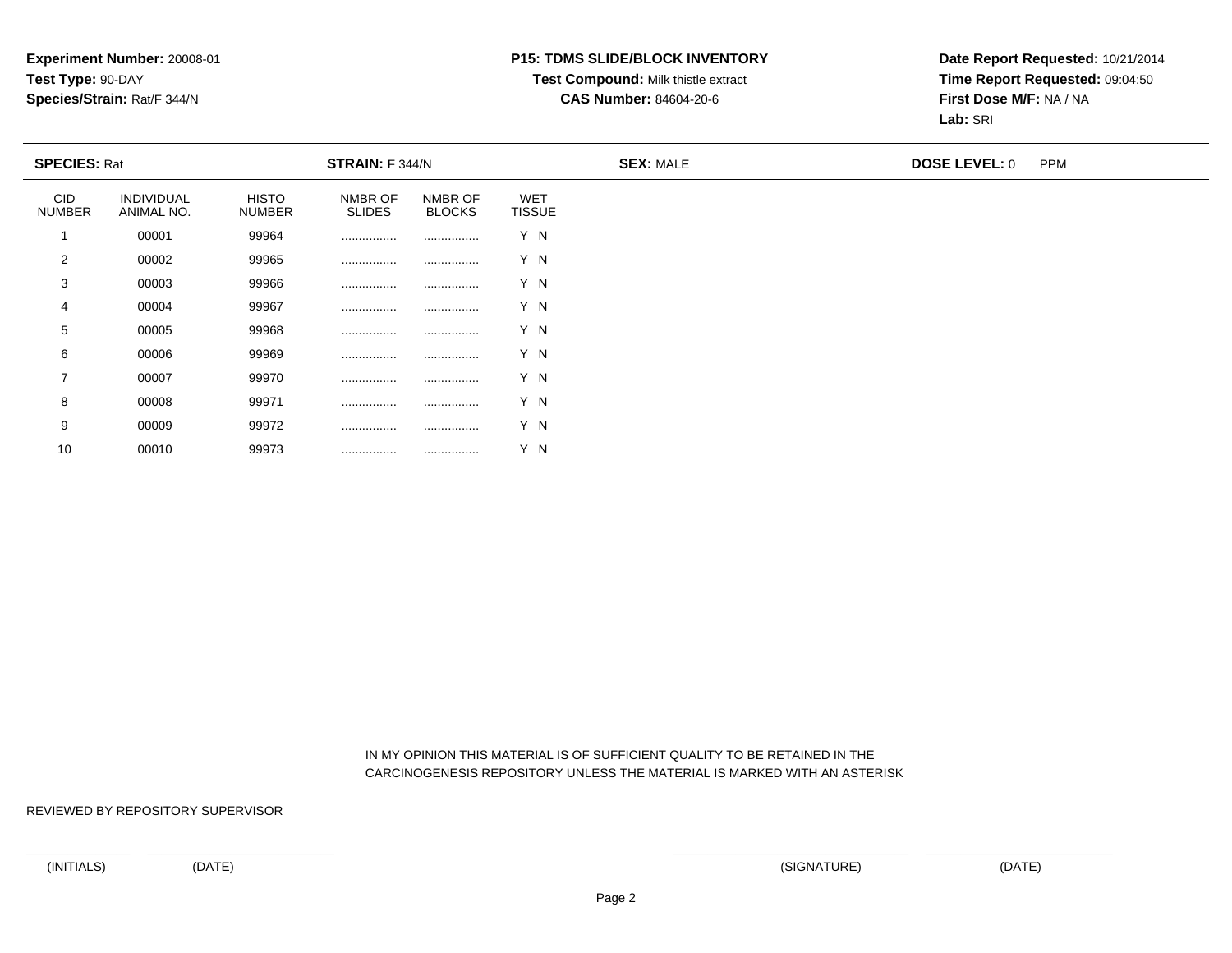**Experiment Number:** 20008-01
**Test Type:** 90-DAY
**Species/Strain:** Rat/F 344/N

**P15: TDMS SLIDE/BLOCK INVENTORY**
**Test Compound:** Milk thistle extract
**CAS Number:** 84604-20-6

**Date Report Requested:** 10/21/2014
**Time Report Requested:** 09:04:50
**First Dose M/F:** NA / NA
**Lab:** SRI

**SPECIES:** Rat **STRAIN:** F 344/N **SEX:** MALE **DOSE LEVEL:** 0 PPM

| CID NUMBER | INDIVIDUAL ANIMAL NO. | HISTO NUMBER | NMBR OF SLIDES | NMBR OF BLOCKS | WET TISSUE |
|---|---|---|---|---|---|
| 1 | 00001 | 99964 | ................ | ................ | Y N |
| 2 | 00002 | 99965 | ................ | ................ | Y N |
| 3 | 00003 | 99966 | ................ | ................ | Y N |
| 4 | 00004 | 99967 | ................ | ................ | Y N |
| 5 | 00005 | 99968 | ................ | ................ | Y N |
| 6 | 00006 | 99969 | ................ | ................ | Y N |
| 7 | 00007 | 99970 | ................ | ................ | Y N |
| 8 | 00008 | 99971 | ................ | ................ | Y N |
| 9 | 00009 | 99972 | ................ | ................ | Y N |
| 10 | 00010 | 99973 | ................ | ................ | Y N |

IN MY OPINION THIS MATERIAL IS OF SUFFICIENT QUALITY TO BE RETAINED IN THE CARCINOGENESIS REPOSITORY UNLESS THE MATERIAL IS MARKED WITH AN ASTERISK

REVIEWED BY REPOSITORY SUPERVISOR

(INITIALS) (DATE) (SIGNATURE) (DATE)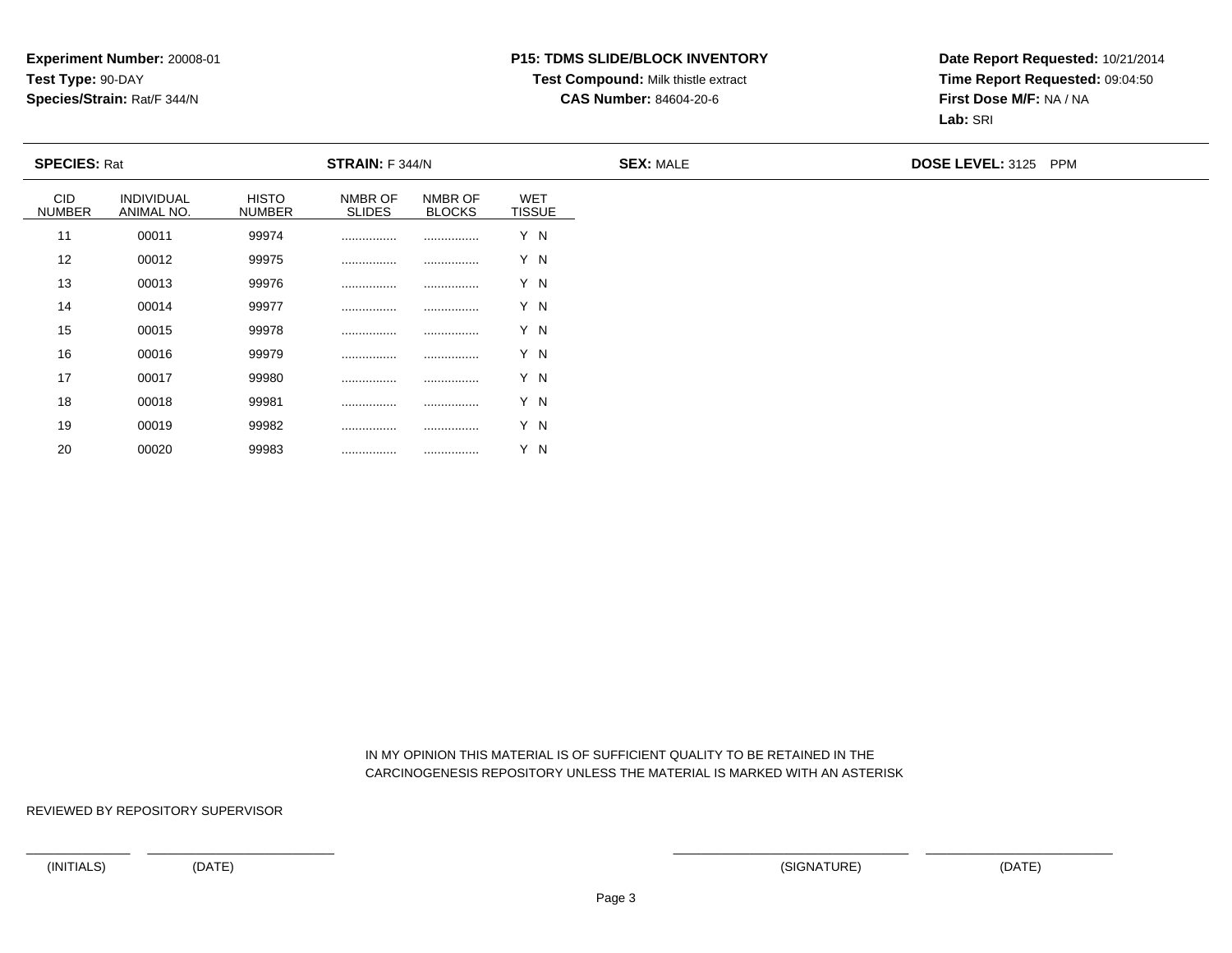**Experiment Number:** 20008-01
**Test Type:** 90-DAY
**Species/Strain:** Rat/F 344/N

**P15: TDMS SLIDE/BLOCK INVENTORY**
**Test Compound:** Milk thistle extract
**CAS Number:** 84604-20-6

**Date Report Requested:** 10/21/2014
**Time Report Requested:** 09:04:50
**First Dose M/F:** NA / NA
**Lab:** SRI

**SPECIES:** Rat **STRAIN:** F 344/N **SEX:** MALE **DOSE LEVEL:** 3125 PPM

| CID NUMBER | INDIVIDUAL ANIMAL NO. | HISTO NUMBER | NMBR OF SLIDES | NMBR OF BLOCKS | WET TISSUE |
|---|---|---|---|---|---|
| 11 | 00011 | 99974 | ................ | ................ | Y N |
| 12 | 00012 | 99975 | ................ | ................ | Y N |
| 13 | 00013 | 99976 | ................ | ................ | Y N |
| 14 | 00014 | 99977 | ................ | ................ | Y N |
| 15 | 00015 | 99978 | ................ | ................ | Y N |
| 16 | 00016 | 99979 | ................ | ................ | Y N |
| 17 | 00017 | 99980 | ................ | ................ | Y N |
| 18 | 00018 | 99981 | ................ | ................ | Y N |
| 19 | 00019 | 99982 | ................ | ................ | Y N |
| 20 | 00020 | 99983 | ................ | ................ | Y N |

IN MY OPINION THIS MATERIAL IS OF SUFFICIENT QUALITY TO BE RETAINED IN THE CARCINOGENESIS REPOSITORY UNLESS THE MATERIAL IS MARKED WITH AN ASTERISK

REVIEWED BY REPOSITORY SUPERVISOR

(INITIALS) (DATE) (SIGNATURE) (DATE)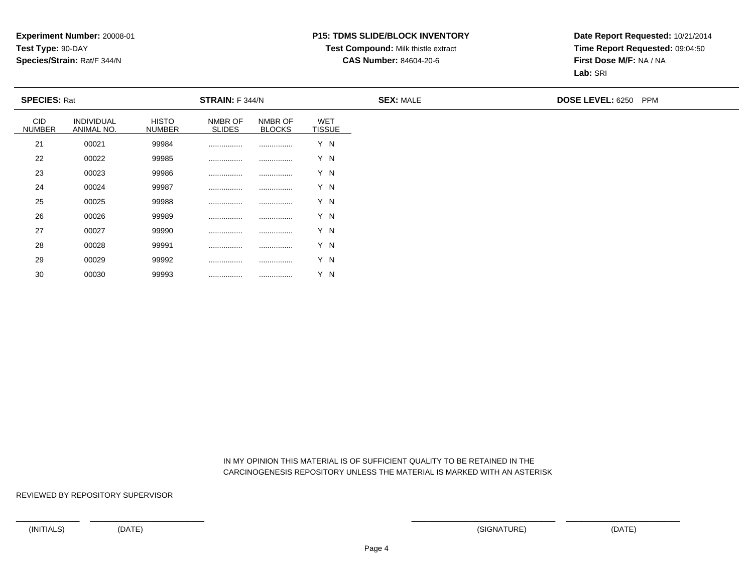**Experiment Number:** 20008-01
**Test Type:** 90-DAY
**Species/Strain:** Rat/F 344/N

**P15: TDMS SLIDE/BLOCK INVENTORY**
**Test Compound:** Milk thistle extract
**CAS Number:** 84604-20-6

**Date Report Requested:** 10/21/2014
**Time Report Requested:** 09:04:50
**First Dose M/F:** NA / NA
**Lab:** SRI

**SPECIES:** Rat **STRAIN:** F 344/N **SEX:** MALE **DOSE LEVEL:** 6250 PPM

| CID NUMBER | INDIVIDUAL ANIMAL NO. | HISTO NUMBER | NMBR OF SLIDES | NMBR OF BLOCKS | WET TISSUE |
|---|---|---|---|---|---|
| 21 | 00021 | 99984 | ................ | ................ | Y N |
| 22 | 00022 | 99985 | ................ | ................ | Y N |
| 23 | 00023 | 99986 | ................ | ................ | Y N |
| 24 | 00024 | 99987 | ................ | ................ | Y N |
| 25 | 00025 | 99988 | ................ | ................ | Y N |
| 26 | 00026 | 99989 | ................ | ................ | Y N |
| 27 | 00027 | 99990 | ................ | ................ | Y N |
| 28 | 00028 | 99991 | ................ | ................ | Y N |
| 29 | 00029 | 99992 | ................ | ................ | Y N |
| 30 | 00030 | 99993 | ................ | ................ | Y N |

IN MY OPINION THIS MATERIAL IS OF SUFFICIENT QUALITY TO BE RETAINED IN THE CARCINOGENESIS REPOSITORY UNLESS THE MATERIAL IS MARKED WITH AN ASTERISK

REVIEWED BY REPOSITORY SUPERVISOR

(INITIALS) (DATE) (SIGNATURE) (DATE)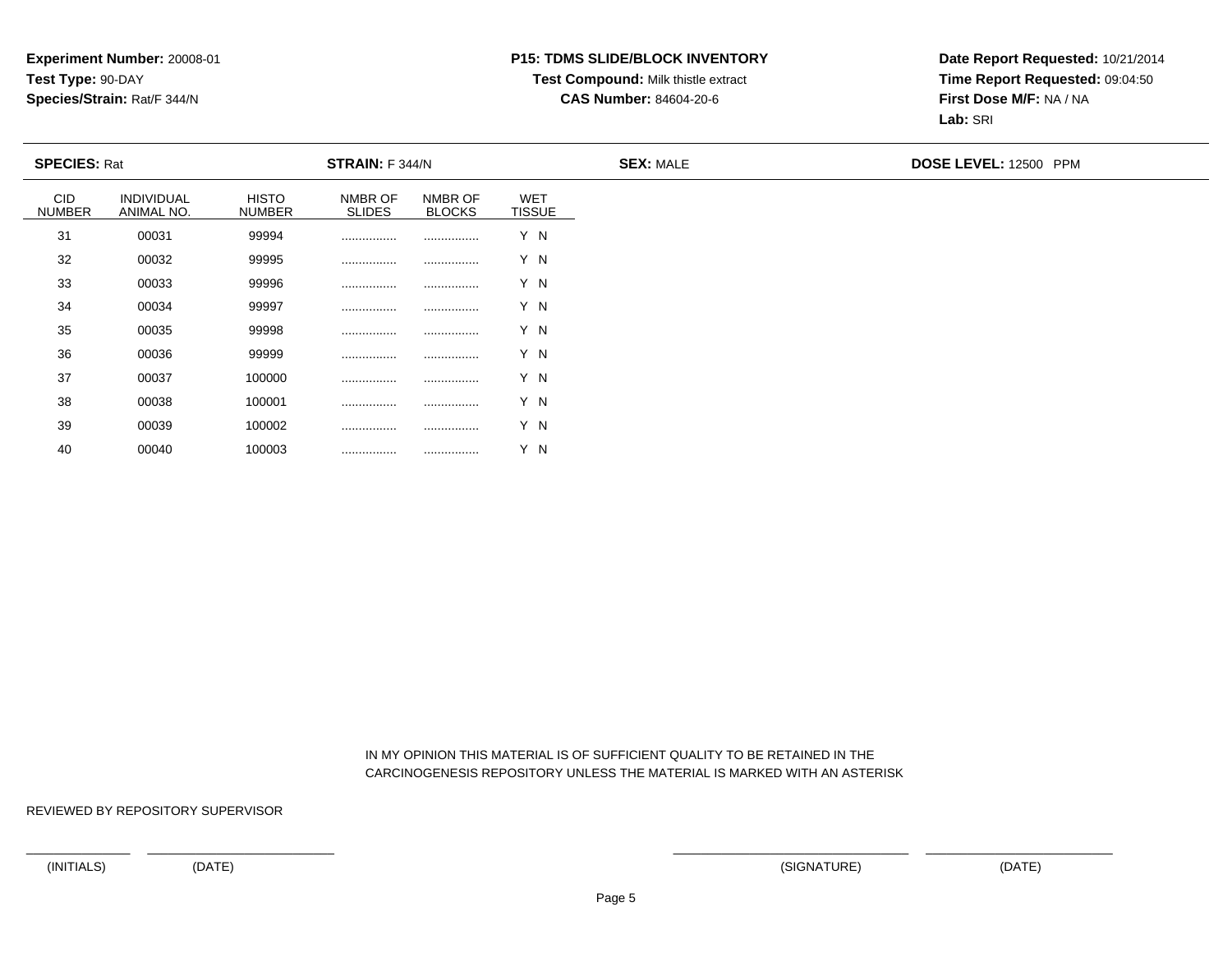**Experiment Number:** 20008-01
**Test Type:** 90-DAY
**Species/Strain:** Rat/F 344/N

**P15: TDMS SLIDE/BLOCK INVENTORY**
**Test Compound:** Milk thistle extract
**CAS Number:** 84604-20-6

**Date Report Requested:** 10/21/2014
**Time Report Requested:** 09:04:50
**First Dose M/F:** NA / NA
**Lab:** SRI

**SPECIES:** Rat **STRAIN:** F 344/N **SEX:** MALE **DOSE LEVEL:** 12500 PPM

| CID NUMBER | INDIVIDUAL ANIMAL NO. | HISTO NUMBER | NMBR OF SLIDES | NMBR OF BLOCKS | WET TISSUE |
|---|---|---|---|---|---|
| 31 | 00031 | 99994 | ................ | ................ | Y N |
| 32 | 00032 | 99995 | ................ | ................ | Y N |
| 33 | 00033 | 99996 | ................ | ................ | Y N |
| 34 | 00034 | 99997 | ................ | ................ | Y N |
| 35 | 00035 | 99998 | ................ | ................ | Y N |
| 36 | 00036 | 99999 | ................ | ................ | Y N |
| 37 | 00037 | 100000 | ................ | ................ | Y N |
| 38 | 00038 | 100001 | ................ | ................ | Y N |
| 39 | 00039 | 100002 | ................ | ................ | Y N |
| 40 | 00040 | 100003 | ................ | ................ | Y N |

IN MY OPINION THIS MATERIAL IS OF SUFFICIENT QUALITY TO BE RETAINED IN THE CARCINOGENESIS REPOSITORY UNLESS THE MATERIAL IS MARKED WITH AN ASTERISK

REVIEWED BY REPOSITORY SUPERVISOR

(INITIALS) (DATE) (SIGNATURE) (DATE)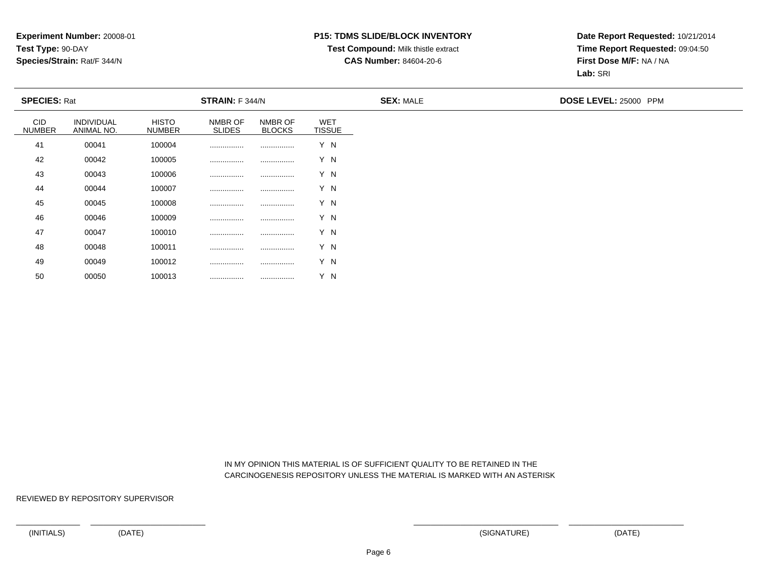**Experiment Number:** 20008-01
**Test Type:** 90-DAY
**Species/Strain:** Rat/F 344/N

**P15: TDMS SLIDE/BLOCK INVENTORY**
**Test Compound:** Milk thistle extract
**CAS Number:** 84604-20-6

**Date Report Requested:** 10/21/2014
**Time Report Requested:** 09:04:50
**First Dose M/F:** NA / NA
**Lab:** SRI

**SPECIES:** Rat **STRAIN:** F 344/N **SEX:** MALE **DOSE LEVEL:** 25000 PPM

| CID NUMBER | INDIVIDUAL ANIMAL NO. | HISTO NUMBER | NMBR OF SLIDES | NMBR OF BLOCKS | WET TISSUE |
|---|---|---|---|---|---|
| 41 | 00041 | 100004 | ................ | ................ | Y N |
| 42 | 00042 | 100005 | ................ | ................ | Y N |
| 43 | 00043 | 100006 | ................ | ................ | Y N |
| 44 | 00044 | 100007 | ................ | ................ | Y N |
| 45 | 00045 | 100008 | ................ | ................ | Y N |
| 46 | 00046 | 100009 | ................ | ................ | Y N |
| 47 | 00047 | 100010 | ................ | ................ | Y N |
| 48 | 00048 | 100011 | ................ | ................ | Y N |
| 49 | 00049 | 100012 | ................ | ................ | Y N |
| 50 | 00050 | 100013 | ................ | ................ | Y N |

IN MY OPINION THIS MATERIAL IS OF SUFFICIENT QUALITY TO BE RETAINED IN THE CARCINOGENESIS REPOSITORY UNLESS THE MATERIAL IS MARKED WITH AN ASTERISK

REVIEWED BY REPOSITORY SUPERVISOR

(INITIALS) (DATE) (SIGNATURE) (DATE)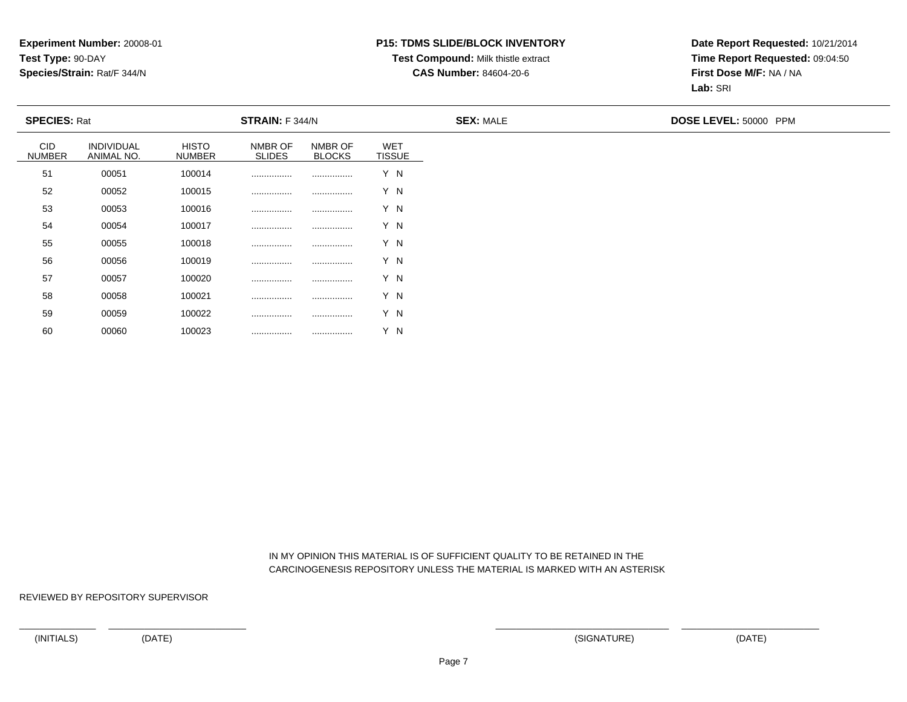**Experiment Number:** 20008-01
**Test Type:** 90-DAY
**Species/Strain:** Rat/F 344/N

**P15: TDMS SLIDE/BLOCK INVENTORY**
**Test Compound:** Milk thistle extract
**CAS Number:** 84604-20-6

**Date Report Requested:** 10/21/2014
**Time Report Requested:** 09:04:50
**First Dose M/F:** NA / NA
**Lab:** SRI

**SPECIES:** Rat **STRAIN:** F 344/N **SEX:** MALE **DOSE LEVEL:** 50000 PPM

| CID NUMBER | INDIVIDUAL ANIMAL NO. | HISTO NUMBER | NMBR OF SLIDES | NMBR OF BLOCKS | WET TISSUE |
|---|---|---|---|---|---|
| 51 | 00051 | 100014 | ................ | ................ | Y N |
| 52 | 00052 | 100015 | ................ | ................ | Y N |
| 53 | 00053 | 100016 | ................ | ................ | Y N |
| 54 | 00054 | 100017 | ................ | ................ | Y N |
| 55 | 00055 | 100018 | ................ | ................ | Y N |
| 56 | 00056 | 100019 | ................ | ................ | Y N |
| 57 | 00057 | 100020 | ................ | ................ | Y N |
| 58 | 00058 | 100021 | ................ | ................ | Y N |
| 59 | 00059 | 100022 | ................ | ................ | Y N |
| 60 | 00060 | 100023 | ................ | ................ | Y N |

IN MY OPINION THIS MATERIAL IS OF SUFFICIENT QUALITY TO BE RETAINED IN THE CARCINOGENESIS REPOSITORY UNLESS THE MATERIAL IS MARKED WITH AN ASTERISK

REVIEWED BY REPOSITORY SUPERVISOR

(INITIALS) (DATE) (SIGNATURE) (DATE)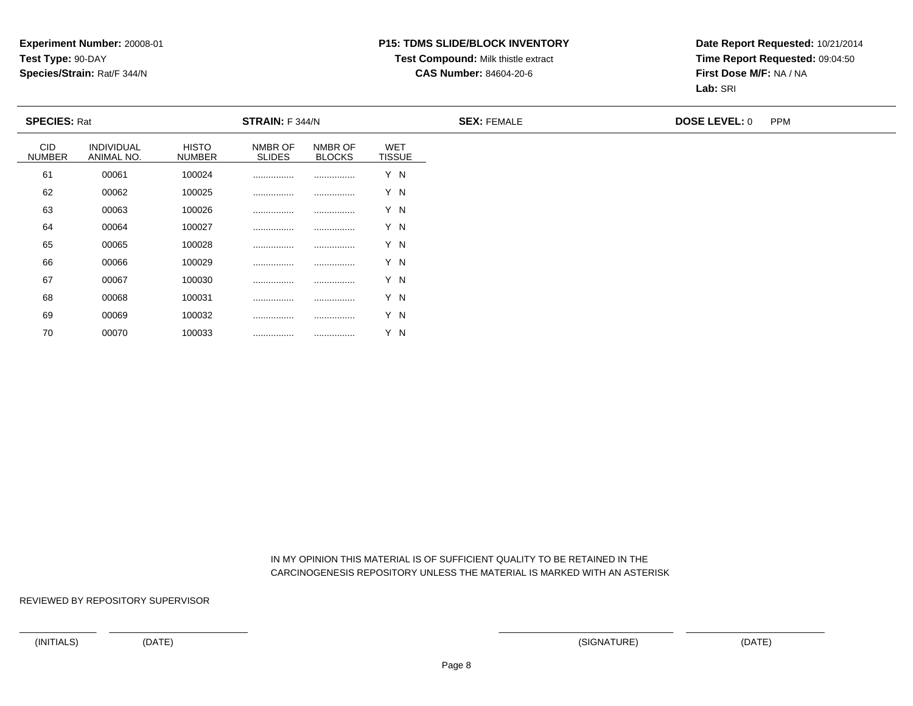**Experiment Number:** 20008-01
**Test Type:** 90-DAY
**Species/Strain:** Rat/F 344/N

**P15: TDMS SLIDE/BLOCK INVENTORY**
**Test Compound:** Milk thistle extract
**CAS Number:** 84604-20-6

**Date Report Requested:** 10/21/2014
**Time Report Requested:** 09:04:50
**First Dose M/F:** NA / NA
**Lab:** SRI

**SPECIES:** Rat **STRAIN:** F 344/N **SEX:** FEMALE **DOSE LEVEL:** 0 PPM

| CID NUMBER | INDIVIDUAL ANIMAL NO. | HISTO NUMBER | NMBR OF SLIDES | NMBR OF BLOCKS | WET TISSUE |
|---|---|---|---|---|---|
| 61 | 00061 | 100024 | ................ | ................ | Y N |
| 62 | 00062 | 100025 | ................ | ................ | Y N |
| 63 | 00063 | 100026 | ................ | ................ | Y N |
| 64 | 00064 | 100027 | ................ | ................ | Y N |
| 65 | 00065 | 100028 | ................ | ................ | Y N |
| 66 | 00066 | 100029 | ................ | ................ | Y N |
| 67 | 00067 | 100030 | ................ | ................ | Y N |
| 68 | 00068 | 100031 | ................ | ................ | Y N |
| 69 | 00069 | 100032 | ................ | ................ | Y N |
| 70 | 00070 | 100033 | ................ | ................ | Y N |

IN MY OPINION THIS MATERIAL IS OF SUFFICIENT QUALITY TO BE RETAINED IN THE CARCINOGENESIS REPOSITORY UNLESS THE MATERIAL IS MARKED WITH AN ASTERISK

REVIEWED BY REPOSITORY SUPERVISOR

(INITIALS) (DATE) (SIGNATURE) (DATE)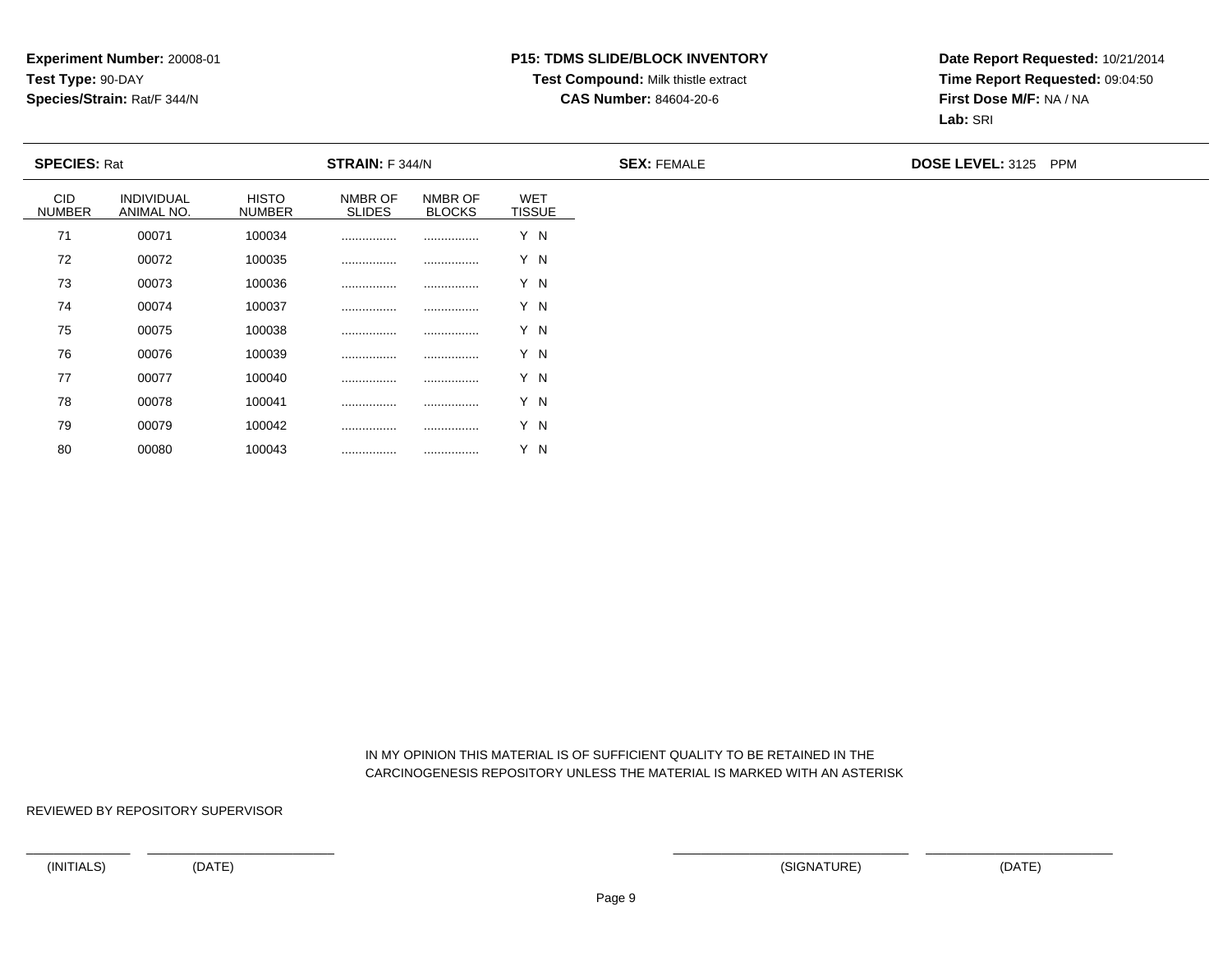**Experiment Number:** 20008-01
**Test Type:** 90-DAY
**Species/Strain:** Rat/F 344/N

**P15: TDMS SLIDE/BLOCK INVENTORY**
**Test Compound:** Milk thistle extract
**CAS Number:** 84604-20-6

**Date Report Requested:** 10/21/2014
**Time Report Requested:** 09:04:50
**First Dose M/F:** NA / NA
**Lab:** SRI

**SPECIES:** Rat | **STRAIN:** F 344/N | **SEX:** FEMALE | **DOSE LEVEL:** 3125 PPM

| CID NUMBER | INDIVIDUAL ANIMAL NO. | HISTO NUMBER | NMBR OF SLIDES | NMBR OF BLOCKS | WET TISSUE |
|---|---|---|---|---|---|
| 71 | 00071 | 100034 | ................ | ................ | Y N |
| 72 | 00072 | 100035 | ................ | ................ | Y N |
| 73 | 00073 | 100036 | ................ | ................ | Y N |
| 74 | 00074 | 100037 | ................ | ................ | Y N |
| 75 | 00075 | 100038 | ................ | ................ | Y N |
| 76 | 00076 | 100039 | ................ | ................ | Y N |
| 77 | 00077 | 100040 | ................ | ................ | Y N |
| 78 | 00078 | 100041 | ................ | ................ | Y N |
| 79 | 00079 | 100042 | ................ | ................ | Y N |
| 80 | 00080 | 100043 | ................ | ................ | Y N |

IN MY OPINION THIS MATERIAL IS OF SUFFICIENT QUALITY TO BE RETAINED IN THE CARCINOGENESIS REPOSITORY UNLESS THE MATERIAL IS MARKED WITH AN ASTERISK

REVIEWED BY REPOSITORY SUPERVISOR

(INITIALS) (DATE) (SIGNATURE) (DATE)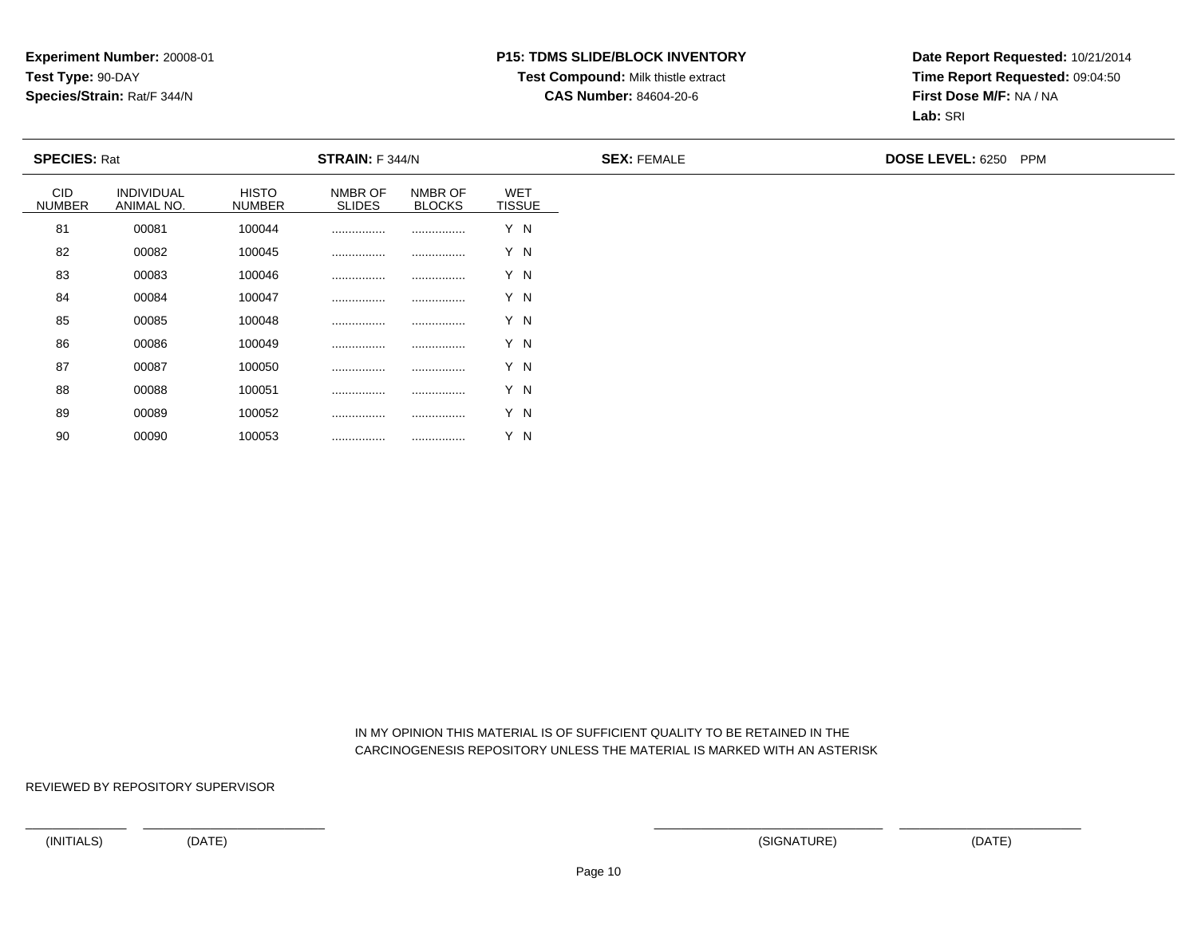**Experiment Number:** 20008-01
**Test Type:** 90-DAY
**Species/Strain:** Rat/F 344/N

**P15: TDMS SLIDE/BLOCK INVENTORY**
**Test Compound:** Milk thistle extract
**CAS Number:** 84604-20-6

**Date Report Requested:** 10/21/2014
**Time Report Requested:** 09:04:50
**First Dose M/F:** NA / NA
**Lab:** SRI

**SPECIES:** Rat | **STRAIN:** F 344/N | **SEX:** FEMALE | **DOSE LEVEL:** 6250 PPM

| CID NUMBER | INDIVIDUAL ANIMAL NO. | HISTO NUMBER | NMBR OF SLIDES | NMBR OF BLOCKS | WET TISSUE |
|---|---|---|---|---|---|
| 81 | 00081 | 100044 | ................ | ................ | Y N |
| 82 | 00082 | 100045 | ................ | ................ | Y N |
| 83 | 00083 | 100046 | ................ | ................ | Y N |
| 84 | 00084 | 100047 | ................ | ................ | Y N |
| 85 | 00085 | 100048 | ................ | ................ | Y N |
| 86 | 00086 | 100049 | ................ | ................ | Y N |
| 87 | 00087 | 100050 | ................ | ................ | Y N |
| 88 | 00088 | 100051 | ................ | ................ | Y N |
| 89 | 00089 | 100052 | ................ | ................ | Y N |
| 90 | 00090 | 100053 | ................ | ................ | Y N |

IN MY OPINION THIS MATERIAL IS OF SUFFICIENT QUALITY TO BE RETAINED IN THE CARCINOGENESIS REPOSITORY UNLESS THE MATERIAL IS MARKED WITH AN ASTERISK

REVIEWED BY REPOSITORY SUPERVISOR

(INITIALS) (DATE) (SIGNATURE) (DATE)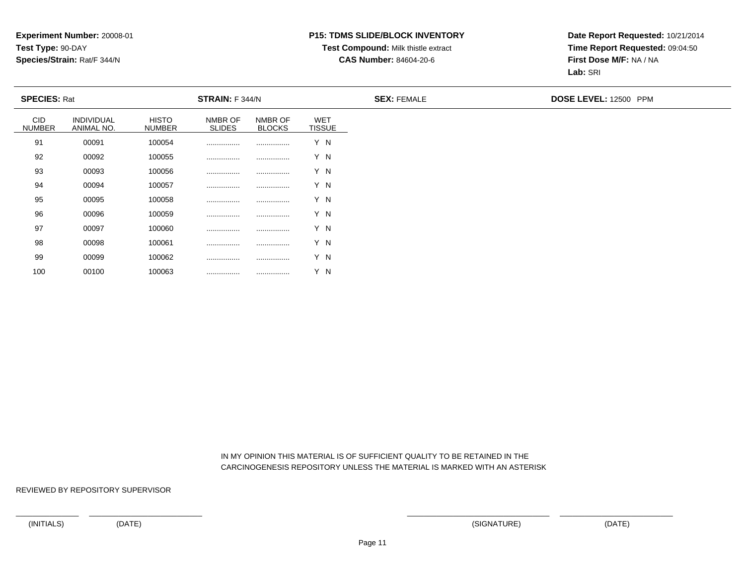**Experiment Number:** 20008-01
**Test Type:** 90-DAY
**Species/Strain:** Rat/F 344/N

**P15: TDMS SLIDE/BLOCK INVENTORY**
**Test Compound:** Milk thistle extract
**CAS Number:** 84604-20-6

**Date Report Requested:** 10/21/2014
**Time Report Requested:** 09:04:50
**First Dose M/F:** NA / NA
**Lab:** SRI

**SPECIES:** Rat  **STRAIN:** F 344/N  **SEX:** FEMALE  **DOSE LEVEL:** 12500 PPM

| CID NUMBER | INDIVIDUAL ANIMAL NO. | HISTO NUMBER | NMBR OF SLIDES | NMBR OF BLOCKS | WET TISSUE |
|---|---|---|---|---|---|
| 91 | 00091 | 100054 | ................ | ................ | Y N |
| 92 | 00092 | 100055 | ................ | ................ | Y N |
| 93 | 00093 | 100056 | ................ | ................ | Y N |
| 94 | 00094 | 100057 | ................ | ................ | Y N |
| 95 | 00095 | 100058 | ................ | ................ | Y N |
| 96 | 00096 | 100059 | ................ | ................ | Y N |
| 97 | 00097 | 100060 | ................ | ................ | Y N |
| 98 | 00098 | 100061 | ................ | ................ | Y N |
| 99 | 00099 | 100062 | ................ | ................ | Y N |
| 100 | 00100 | 100063 | ................ | ................ | Y N |

IN MY OPINION THIS MATERIAL IS OF SUFFICIENT QUALITY TO BE RETAINED IN THE CARCINOGENESIS REPOSITORY UNLESS THE MATERIAL IS MARKED WITH AN ASTERISK

REVIEWED BY REPOSITORY SUPERVISOR

(INITIALS) (DATE) (SIGNATURE) (DATE)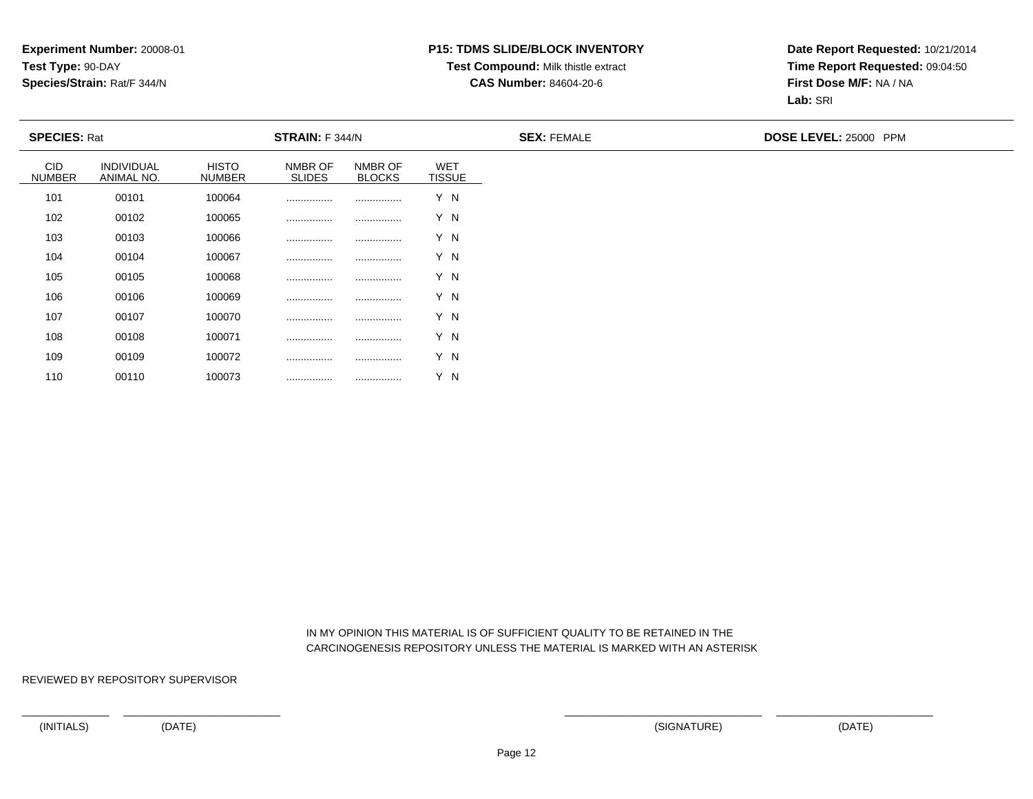**Experiment Number:** 20008-01
**Test Type:** 90-DAY
**Species/Strain:** Rat/F 344/N

**P15: TDMS SLIDE/BLOCK INVENTORY**
**Test Compound:** Milk thistle extract
**CAS Number:** 84604-20-6

**Date Report Requested:** 10/21/2014
**Time Report Requested:** 09:04:50
**First Dose M/F:** NA / NA
**Lab:** SRI

**SPECIES:** Rat **STRAIN:** F 344/N **SEX:** FEMALE **DOSE LEVEL:** 25000 PPM

| CID NUMBER | INDIVIDUAL ANIMAL NO. | HISTO NUMBER | NMBR OF SLIDES | NMBR OF BLOCKS | WET TISSUE |
|---|---|---|---|---|---|
| 101 | 00101 | 100064 | ................ | ................ | Y N |
| 102 | 00102 | 100065 | ................ | ................ | Y N |
| 103 | 00103 | 100066 | ................ | ................ | Y N |
| 104 | 00104 | 100067 | ................ | ................ | Y N |
| 105 | 00105 | 100068 | ................ | ................ | Y N |
| 106 | 00106 | 100069 | ................ | ................ | Y N |
| 107 | 00107 | 100070 | ................ | ................ | Y N |
| 108 | 00108 | 100071 | ................ | ................ | Y N |
| 109 | 00109 | 100072 | ................ | ................ | Y N |
| 110 | 00110 | 100073 | ................ | ................ | Y N |

IN MY OPINION THIS MATERIAL IS OF SUFFICIENT QUALITY TO BE RETAINED IN THE CARCINOGENESIS REPOSITORY UNLESS THE MATERIAL IS MARKED WITH AN ASTERISK

REVIEWED BY REPOSITORY SUPERVISOR

(INITIALS) (DATE) (SIGNATURE) (DATE)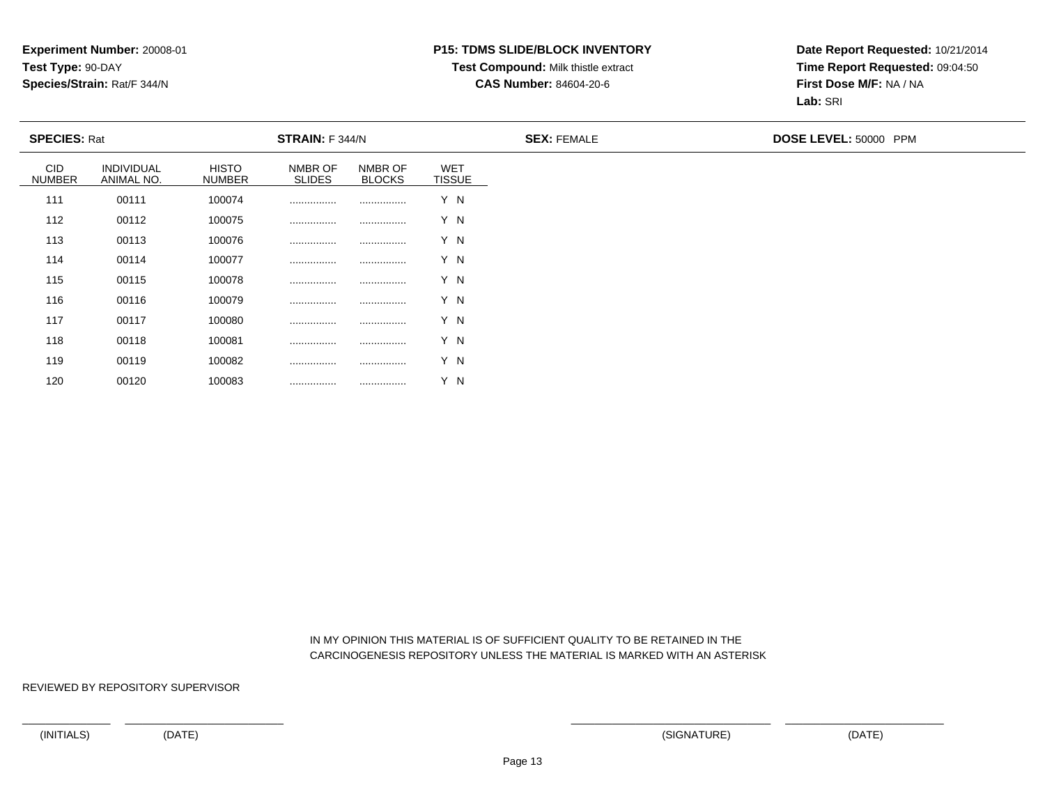**Experiment Number:** 20008-01
**Test Type:** 90-DAY
**Species/Strain:** Rat/F 344/N

**P15: TDMS SLIDE/BLOCK INVENTORY**
**Test Compound:** Milk thistle extract
**CAS Number:** 84604-20-6

**Date Report Requested:** 10/21/2014
**Time Report Requested:** 09:04:50
**First Dose M/F:** NA / NA
**Lab:** SRI

**SPECIES:** Rat **STRAIN:** F 344/N **SEX:** FEMALE **DOSE LEVEL:** 50000 PPM

| CID NUMBER | INDIVIDUAL ANIMAL NO. | HISTO NUMBER | NMBR OF SLIDES | NMBR OF BLOCKS | WET TISSUE |
|---|---|---|---|---|---|
| 111 | 00111 | 100074 | ................ | ................ | Y N |
| 112 | 00112 | 100075 | ................ | ................ | Y N |
| 113 | 00113 | 100076 | ................ | ................ | Y N |
| 114 | 00114 | 100077 | ................ | ................ | Y N |
| 115 | 00115 | 100078 | ................ | ................ | Y N |
| 116 | 00116 | 100079 | ................ | ................ | Y N |
| 117 | 00117 | 100080 | ................ | ................ | Y N |
| 118 | 00118 | 100081 | ................ | ................ | Y N |
| 119 | 00119 | 100082 | ................ | ................ | Y N |
| 120 | 00120 | 100083 | ................ | ................ | Y N |

IN MY OPINION THIS MATERIAL IS OF SUFFICIENT QUALITY TO BE RETAINED IN THE CARCINOGENESIS REPOSITORY UNLESS THE MATERIAL IS MARKED WITH AN ASTERISK

REVIEWED BY REPOSITORY SUPERVISOR

(INITIALS) (DATE) (SIGNATURE) (DATE)